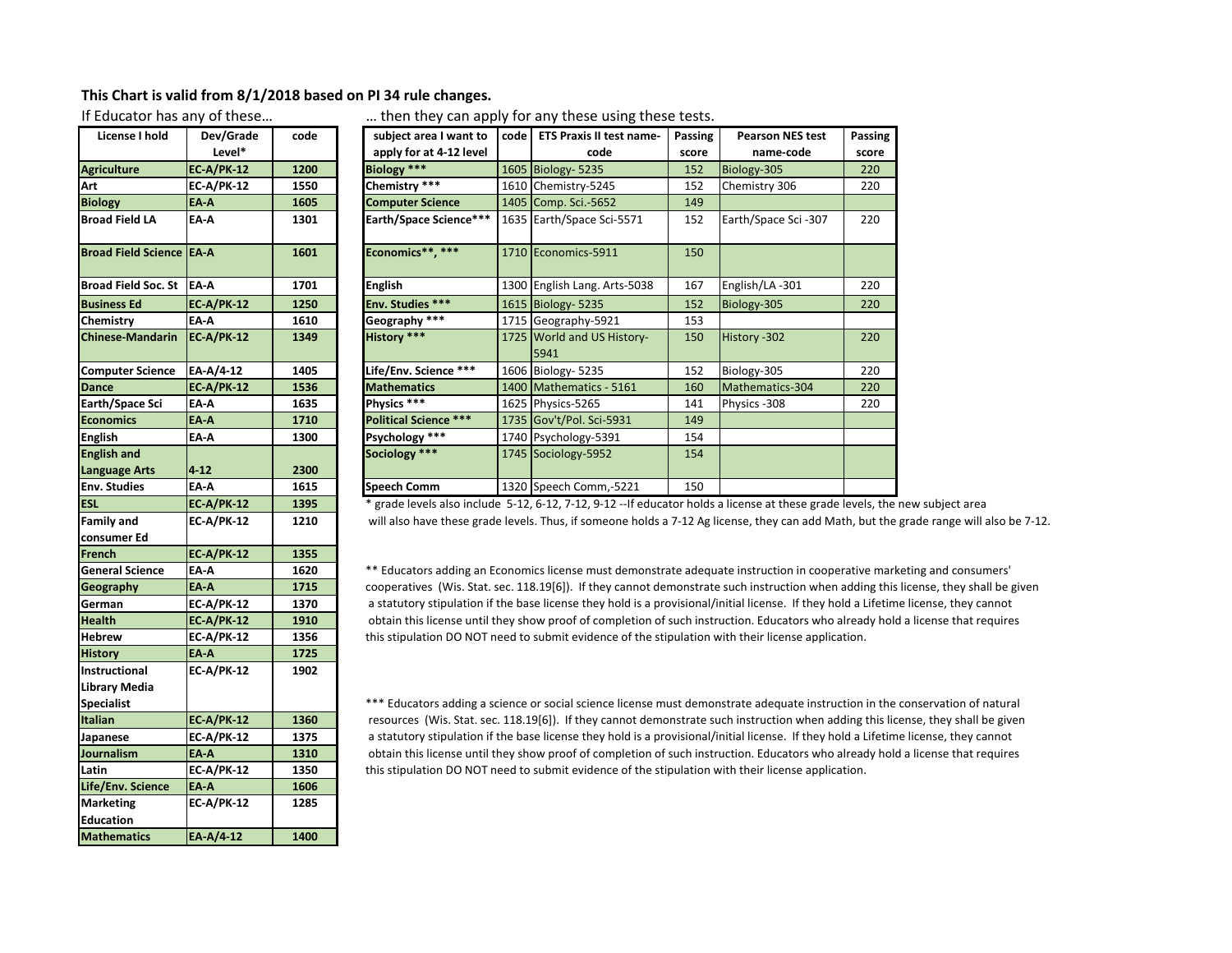**This Chart is valid from 8/1/2018 based on PI 34 rule changes.**

If Educator has any of these…

| License I hold | Dev/Grade Level* | code |
|---|---|---|
| **Agriculture** | **EC-A/PK-12** | **1200** |
| **Art** | **EC-A/PK-12** | **1550** |
| **Biology** | **EA-A** | **1605** |
| **Broad Field LA** | **EA-A** | **1301** |
| **Broad Field Science** | **EA-A** | **1601** |
| **Broad Field Soc. St** | **EA-A** | **1701** |
| **Business Ed** | **EC-A/PK-12** | **1250** |
| **Chemistry** | **EA-A** | **1610** |
| **Chinese-Mandarin** | **EC-A/PK-12** | **1349** |
| **Computer Science** | **EA-A/4-12** | **1405** |
| **Dance** | **EC-A/PK-12** | **1536** |
| **Earth/Space Sci** | **EA-A** | **1635** |
| **Economics** | **EA-A** | **1710** |
| **English** | **EA-A** | **1300** |
| **English and Language Arts** | **4-12** | **2300** |
| **Env. Studies** | **EA-A** | **1615** |
| **ESL** | **EC-A/PK-12** | **1395** |
| **Family and consumer Ed** | **EC-A/PK-12** | **1210** |
| **French** | **EC-A/PK-12** | **1355** |
| **General Science** | **EA-A** | **1620** |
| **Geography** | **EA-A** | **1715** |
| **German** | **EC-A/PK-12** | **1370** |
| **Health** | **EC-A/PK-12** | **1910** |
| **Hebrew** | **EC-A/PK-12** | **1356** |
| **History** | **EA-A** | **1725** |
| **Instructional Library Media Specialist** | **EC-A/PK-12** | **1902** |
| **Italian** | **EC-A/PK-12** | **1360** |
| **Japanese** | **EC-A/PK-12** | **1375** |
| **Journalism** | **EA-A** | **1310** |
| **Latin** | **EC-A/PK-12** | **1350** |
| **Life/Env. Science** | **EA-A** | **1606** |
| **Marketing Education** | **EC-A/PK-12** | **1285** |
| **Mathematics** | **EA-A/4-12** | **1400** |

… then they can apply for any these using these tests.

| subject area I want to apply for at 4-12 level | code | ETS Praxis II test name-code | Passing score | Pearson NES test name-code | Passing score |
|---|---|---|---|---|---|
| **Biology \*\*\*** | 1605 | Biology- 5235 | 152 | Biology-305 | 220 |
| **Chemistry \*\*\*** | 1610 | Chemistry-5245 | 152 | Chemistry 306 | 220 |
| **Computer Science** | 1405 | Comp. Sci.-5652 | 149 | | |
| **Earth/Space Science\*\*\*** | 1635 | Earth/Space Sci-5571 | 152 | Earth/Space Sci -307 | 220 |
| **Economics\*\*, \*\*\*** | 1710 | Economics-5911 | 150 | | |
| **English** | 1300 | English Lang. Arts-5038 | 167 | English/LA -301 | 220 |
| **Env. Studies \*\*\*** | 1615 | Biology- 5235 | 152 | Biology-305 | 220 |
| **Geography \*\*\*** | 1715 | Geography-5921 | 153 | | |
| **History \*\*\*** | 1725 | World and US History-5941 | 150 | History -302 | 220 |
| **Life/Env. Science \*\*\*** | 1606 | Biology- 5235 | 152 | Biology-305 | 220 |
| **Mathematics** | 1400 | Mathematics - 5161 | 160 | Mathematics-304 | 220 |
| **Physics \*\*\*** | 1625 | Physics-5265 | 141 | Physics -308 | 220 |
| **Political Science \*\*\*** | 1735 | Gov't/Pol. Sci-5931 | 149 | | |
| **Psychology \*\*\*** | 1740 | Psychology-5391 | 154 | | |
| **Sociology \*\*\*** | 1745 | Sociology-5952 | 154 | | |
| **Speech Comm** | 1320 | Speech Comm,-5221 | 150 | | |

\* grade levels also include 5-12, 6-12, 7-12, 9-12 --If educator holds a license at these grade levels, the new subject area will also have these grade levels. Thus, if someone holds a 7-12 Ag license, they can add Math, but the grade range will also be 7-12.

\*\* Educators adding an Economics license must demonstrate adequate instruction in cooperative marketing and consumers' cooperatives (Wis. Stat. sec. 118.19[6]). If they cannot demonstrate such instruction when adding this license, they shall be given a statutory stipulation if the base license they hold is a provisional/initial license. If they hold a Lifetime license, they cannot obtain this license until they show proof of completion of such instruction. Educators who already hold a license that requires this stipulation DO NOT need to submit evidence of the stipulation with their license application.

\*\*\* Educators adding a science or social science license must demonstrate adequate instruction in the conservation of natural resources (Wis. Stat. sec. 118.19[6]). If they cannot demonstrate such instruction when adding this license, they shall be given a statutory stipulation if the base license they hold is a provisional/initial license. If they hold a Lifetime license, they cannot obtain this license until they show proof of completion of such instruction. Educators who already hold a license that requires this stipulation DO NOT need to submit evidence of the stipulation with their license application.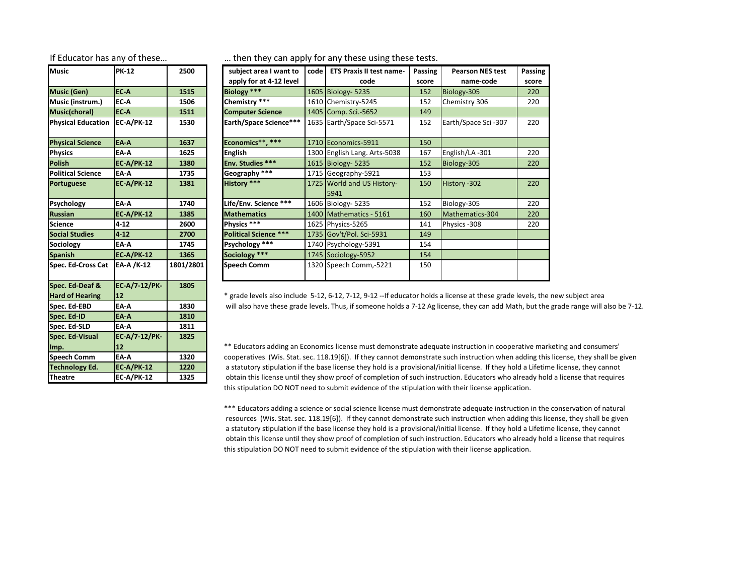If Educator has any of these…

| | | |
|---|---|---|
| **Music** | **PK-12** | **2500** |
| **Music (Gen)** | **EC-A** | **1515** |
| **Music (instrum.)** | **EC-A** | **1506** |
| **Music(choral)** | **EC-A** | **1511** |
| **Physical Education** | **EC-A/PK-12** | **1530** |
| **Physical Science** | **EA-A** | **1637** |
| **Physics** | **EA-A** | **1625** |
| **Polish** | **EC-A/PK-12** | **1380** |
| **Political Science** | **EA-A** | **1735** |
| **Portuguese** | **EC-A/PK-12** | **1381** |
| **Psychology** | **EA-A** | **1740** |
| **Russian** | **EC-A/PK-12** | **1385** |
| **Science** | **4-12** | **2600** |
| **Social Studies** | **4-12** | **2700** |
| **Sociology** | **EA-A** | **1745** |
| **Spanish** | **EC-A/PK-12** | **1365** |
| **Spec. Ed-Cross Cat** | **EA-A /K-12** | **1801/2801** |
| **Spec. Ed-Deaf & Hard of Hearing** | **EC-A/7-12/PK-12** | **1805** |
| **Spec. Ed-EBD** | **EA-A** | **1830** |
| **Spec. Ed-ID** | **EA-A** | **1810** |
| **Spec. Ed-SLD** | **EA-A** | **1811** |
| **Spec. Ed-Visual Imp.** | **EC-A/7-12/PK-12** | **1825** |
| **Speech Comm** | **EA-A** | **1320** |
| **Technology Ed.** | **EC-A/PK-12** | **1220** |
| **Theatre** | **EC-A/PK-12** | **1325** |

… then they can apply for any these using these tests.

| subject area I want to apply for at 4-12 level | code | ETS Praxis II test name-code | Passing score | Pearson NES test name-code | Passing score |
|---|---|---|---|---|---|
| **Biology \*\*\*** | 1605 | Biology- 5235 | 152 | Biology-305 | 220 |
| **Chemistry \*\*\*** | 1610 | Chemistry-5245 | 152 | Chemistry 306 | 220 |
| **Computer Science** | 1405 | Comp. Sci.-5652 | 149 | | |
| **Earth/Space Science\*\*\*** | 1635 | Earth/Space Sci-5571 | 152 | Earth/Space Sci -307 | 220 |
| **Economics\*\*, \*\*\*** | 1710 | Economics-5911 | 150 | | |
| **English** | 1300 | English Lang. Arts-5038 | 167 | English/LA -301 | 220 |
| **Env. Studies \*\*\*** | 1615 | Biology- 5235 | 152 | Biology-305 | 220 |
| **Geography \*\*\*** | 1715 | Geography-5921 | 153 | | |
| **History \*\*\*** | 1725 | World and US History-5941 | 150 | History -302 | 220 |
| **Life/Env. Science \*\*\*** | 1606 | Biology- 5235 | 152 | Biology-305 | 220 |
| **Mathematics** | 1400 | Mathematics - 5161 | 160 | Mathematics-304 | 220 |
| **Physics \*\*\*** | 1625 | Physics-5265 | 141 | Physics -308 | 220 |
| **Political Science \*\*\*** | 1735 | Gov't/Pol. Sci-5931 | 149 | | |
| **Psychology \*\*\*** | 1740 | Psychology-5391 | 154 | | |
| **Sociology \*\*\*** | 1745 | Sociology-5952 | 154 | | |
| **Speech Comm** | 1320 | Speech Comm,-5221 | 150 | | |

\* grade levels also include 5-12, 6-12, 7-12, 9-12 --If educator holds a license at these grade levels, the new subject area will also have these grade levels. Thus, if someone holds a 7-12 Ag license, they can add Math, but the grade range will also be 7-12.

\*\* Educators adding an Economics license must demonstrate adequate instruction in cooperative marketing and consumers' cooperatives (Wis. Stat. sec. 118.19[6]). If they cannot demonstrate such instruction when adding this license, they shall be given a statutory stipulation if the base license they hold is a provisional/initial license. If they hold a Lifetime license, they cannot obtain this license until they show proof of completion of such instruction. Educators who already hold a license that requires this stipulation DO NOT need to submit evidence of the stipulation with their license application.

\*\*\* Educators adding a science or social science license must demonstrate adequate instruction in the conservation of natural resources (Wis. Stat. sec. 118.19[6]). If they cannot demonstrate such instruction when adding this license, they shall be given a statutory stipulation if the base license they hold is a provisional/initial license. If they hold a Lifetime license, they cannot obtain this license until they show proof of completion of such instruction. Educators who already hold a license that requires this stipulation DO NOT need to submit evidence of the stipulation with their license application.